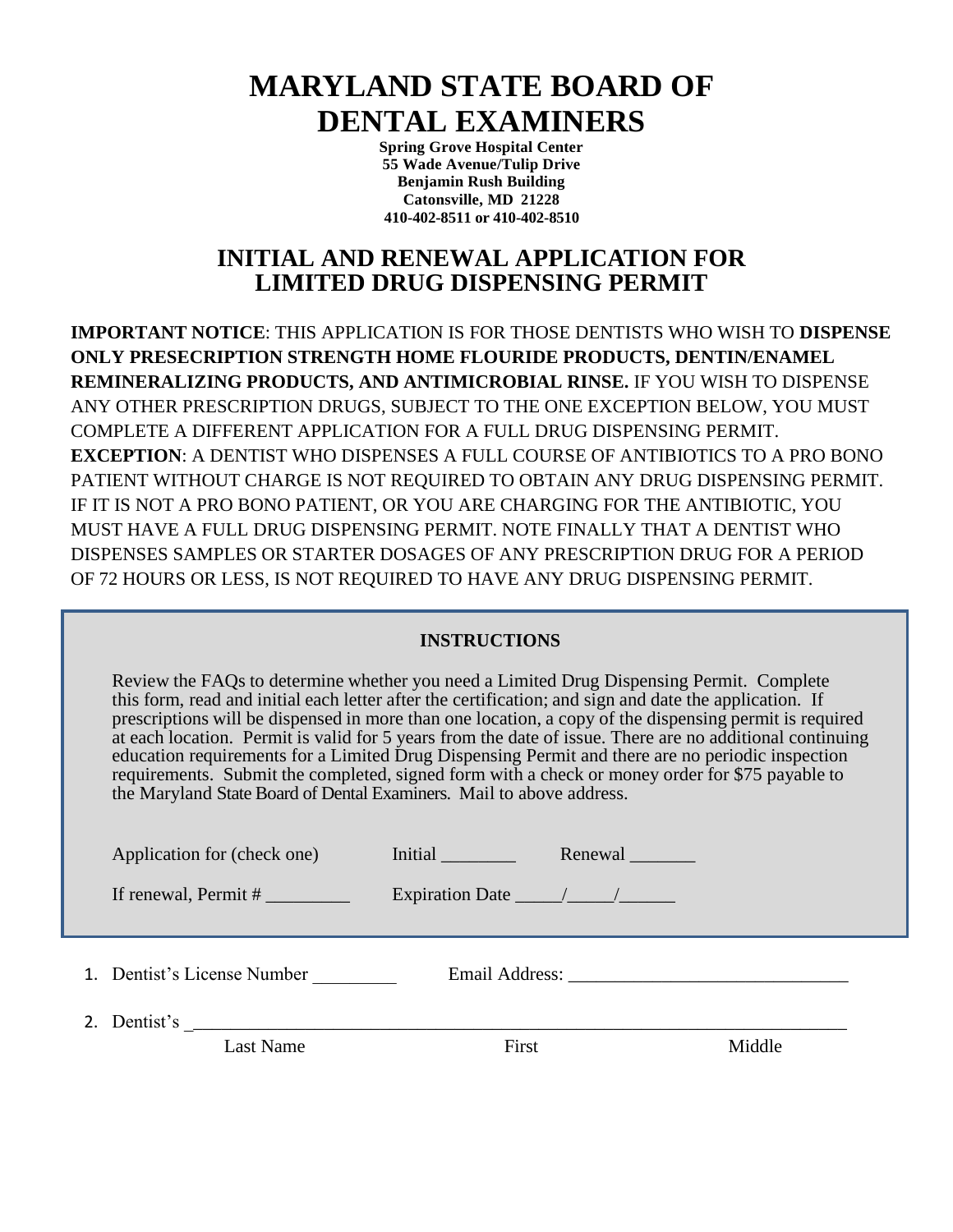# MARYLAND STATE BOARD OF DENTAL EXAMINERS

**Spring Grove Hospital Center**
**55 Wade Avenue/Tulip Drive**
**Benjamin Rush Building**
**Catonsville, MD 21228**
**410-402-8511 or 410-402-8510**

## INITIAL AND RENEWAL APPLICATION FOR LIMITED DRUG DISPENSING PERMIT

**IMPORTANT NOTICE**: THIS APPLICATION IS FOR THOSE DENTISTS WHO WISH TO **DISPENSE ONLY PRESECRIPTION STRENGTH HOME FLOURIDE PRODUCTS, DENTIN/ENAMEL REMINERALIZING PRODUCTS, AND ANTIMICROBIAL RINSE.** IF YOU WISH TO DISPENSE ANY OTHER PRESCRIPTION DRUGS, SUBJECT TO THE ONE EXCEPTION BELOW, YOU MUST COMPLETE A DIFFERENT APPLICATION FOR A FULL DRUG DISPENSING PERMIT. **EXCEPTION**: A DENTIST WHO DISPENSES A FULL COURSE OF ANTIBIOTICS TO A PRO BONO PATIENT WITHOUT CHARGE IS NOT REQUIRED TO OBTAIN ANY DRUG DISPENSING PERMIT. IF IT IS NOT A PRO BONO PATIENT, OR YOU ARE CHARGING FOR THE ANTIBIOTIC, YOU MUST HAVE A FULL DRUG DISPENSING PERMIT. NOTE FINALLY THAT A DENTIST WHO DISPENSES SAMPLES OR STARTER DOSAGES OF ANY PRESCRIPTION DRUG FOR A PERIOD OF 72 HOURS OR LESS, IS NOT REQUIRED TO HAVE ANY DRUG DISPENSING PERMIT.

### INSTRUCTIONS

Review the FAQs to determine whether you need a Limited Drug Dispensing Permit. Complete this form, read and initial each letter after the certification; and sign and date the application. If prescriptions will be dispensed in more than one location, a copy of the dispensing permit is required at each location. Permit is valid for 5 years from the date of issue. There are no additional continuing education requirements for a Limited Drug Dispensing Permit and there are no periodic inspection requirements. Submit the completed, signed form with a check or money order for $75 payable to the Maryland State Board of Dental Examiners. Mail to above address.

Application for (check one) Initial ________ Renewal _______

If renewal, Permit # _________ Expiration Date _____/_____/______

1. Dentist's License Number _________ Email Address: ______________________________

2. Dentist's ___________________________________________________________________________

   Last Name First Middle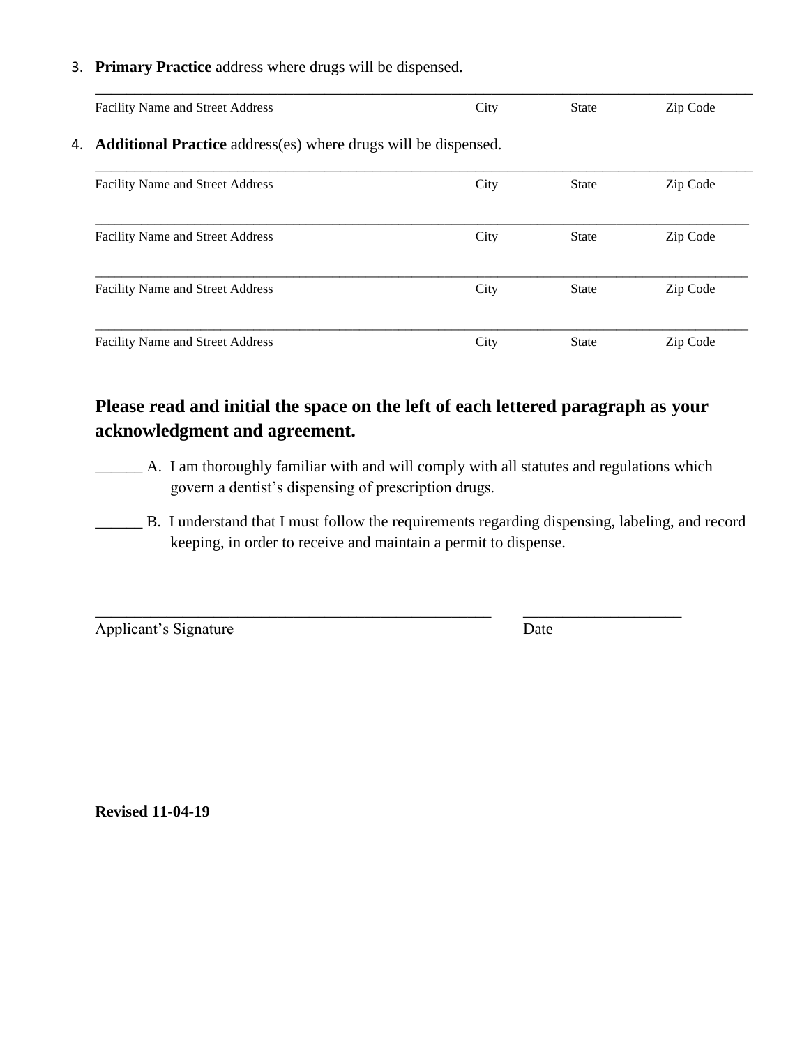3. **Primary Practice** address where drugs will be dispensed.

\_\_\_\_\_\_\_\_\_\_\_\_\_\_\_\_\_\_\_\_\_\_\_\_\_\_\_\_\_\_\_\_\_\_\_\_\_\_\_\_\_\_\_\_\_\_\_\_\_\_\_\_\_\_\_\_\_\_\_\_\_\_\_\_\_\_\_\_\_\_\_\_\_\_\_\_\_\_\_\_

Facility Name and Street Address | City | State | Zip Code

4. **Additional Practice** address(es) where drugs will be dispensed.

\_\_\_\_\_\_\_\_\_\_\_\_\_\_\_\_\_\_\_\_\_\_\_\_\_\_\_\_\_\_\_\_\_\_\_\_\_\_\_\_\_\_\_\_\_\_\_\_\_\_\_\_\_\_\_\_\_\_\_\_\_\_\_\_\_\_\_\_\_\_\_\_\_\_\_\_\_\_\_\_

Facility Name and Street Address | City | State | Zip Code

\_\_\_\_\_\_\_\_\_\_\_\_\_\_\_\_\_\_\_\_\_\_\_\_\_\_\_\_\_\_\_\_\_\_\_\_\_\_\_\_\_\_\_\_\_\_\_\_\_\_\_\_\_\_\_\_\_\_\_\_\_\_\_\_\_\_\_\_\_\_\_\_\_\_\_\_\_\_\_\_

Facility Name and Street Address | City | State | Zip Code

\_\_\_\_\_\_\_\_\_\_\_\_\_\_\_\_\_\_\_\_\_\_\_\_\_\_\_\_\_\_\_\_\_\_\_\_\_\_\_\_\_\_\_\_\_\_\_\_\_\_\_\_\_\_\_\_\_\_\_\_\_\_\_\_\_\_\_\_\_\_\_\_\_\_\_\_\_\_\_\_

Facility Name and Street Address | City | State | Zip Code

\_\_\_\_\_\_\_\_\_\_\_\_\_\_\_\_\_\_\_\_\_\_\_\_\_\_\_\_\_\_\_\_\_\_\_\_\_\_\_\_\_\_\_\_\_\_\_\_\_\_\_\_\_\_\_\_\_\_\_\_\_\_\_\_\_\_\_\_\_\_\_\_\_\_\_\_\_\_\_\_

Facility Name and Street Address | City | State | Zip Code

## Please read and initial the space on the left of each lettered paragraph as your acknowledgment and agreement.

\_\_\_\_\_\_ A. I am thoroughly familiar with and will comply with all statutes and regulations which govern a dentist's dispensing of prescription drugs.

\_\_\_\_\_\_ B. I understand that I must follow the requirements regarding dispensing, labeling, and record keeping, in order to receive and maintain a permit to dispense.

\_\_\_\_\_\_\_\_\_\_\_\_\_\_\_\_\_\_\_\_\_\_\_\_\_\_\_\_\_\_\_\_\_\_\_\_\_\_\_\_\_\_\_\_\_\_\_\_ \_\_\_\_\_\_\_\_\_\_\_\_\_\_\_\_\_\_\_\_

Applicant's Signature | Date

**Revised 11-04-19**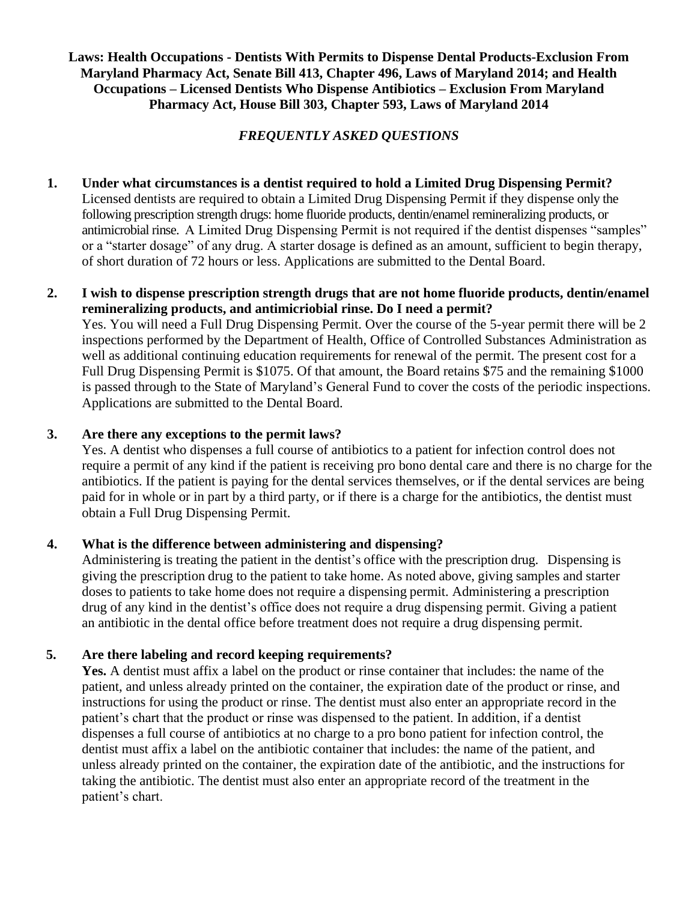**Laws: Health Occupations - Dentists With Permits to Dispense Dental Products-Exclusion From Maryland Pharmacy Act, Senate Bill 413, Chapter 496, Laws of Maryland 2014; and Health Occupations – Licensed Dentists Who Dispense Antibiotics – Exclusion From Maryland Pharmacy Act, House Bill 303, Chapter 593, Laws of Maryland 2014**

***FREQUENTLY ASKED QUESTIONS***

1. **Under what circumstances is a dentist required to hold a Limited Drug Dispensing Permit?**
   Licensed dentists are required to obtain a Limited Drug Dispensing Permit if they dispense only the following prescription strength drugs: home fluoride products, dentin/enamel remineralizing products, or antimicrobial rinse. A Limited Drug Dispensing Permit is not required if the dentist dispenses "samples" or a "starter dosage" of any drug. A starter dosage is defined as an amount, sufficient to begin therapy, of short duration of 72 hours or less. Applications are submitted to the Dental Board.

2. **I wish to dispense prescription strength drugs that are not home fluoride products, dentin/enamel remineralizing products, and antimicriobial rinse. Do I need a permit?**
   Yes. You will need a Full Drug Dispensing Permit. Over the course of the 5-year permit there will be 2 inspections performed by the Department of Health, Office of Controlled Substances Administration as well as additional continuing education requirements for renewal of the permit. The present cost for a Full Drug Dispensing Permit is $1075. Of that amount, the Board retains $75 and the remaining $1000 is passed through to the State of Maryland's General Fund to cover the costs of the periodic inspections. Applications are submitted to the Dental Board.

3. **Are there any exceptions to the permit laws?**
   Yes. A dentist who dispenses a full course of antibiotics to a patient for infection control does not require a permit of any kind if the patient is receiving pro bono dental care and there is no charge for the antibiotics. If the patient is paying for the dental services themselves, or if the dental services are being paid for in whole or in part by a third party, or if there is a charge for the antibiotics, the dentist must obtain a Full Drug Dispensing Permit.

4. **What is the difference between administering and dispensing?**
   Administering is treating the patient in the dentist's office with the prescription drug. Dispensing is giving the prescription drug to the patient to take home. As noted above, giving samples and starter doses to patients to take home does not require a dispensing permit. Administering a prescription drug of any kind in the dentist's office does not require a drug dispensing permit. Giving a patient an antibiotic in the dental office before treatment does not require a drug dispensing permit.

5. **Are there labeling and record keeping requirements?**
   **Yes.** A dentist must affix a label on the product or rinse container that includes: the name of the patient, and unless already printed on the container, the expiration date of the product or rinse, and instructions for using the product or rinse. The dentist must also enter an appropriate record in the patient's chart that the product or rinse was dispensed to the patient. In addition, if a dentist dispenses a full course of antibiotics at no charge to a pro bono patient for infection control, the dentist must affix a label on the antibiotic container that includes: the name of the patient, and unless already printed on the container, the expiration date of the antibiotic, and the instructions for taking the antibiotic. The dentist must also enter an appropriate record of the treatment in the patient's chart.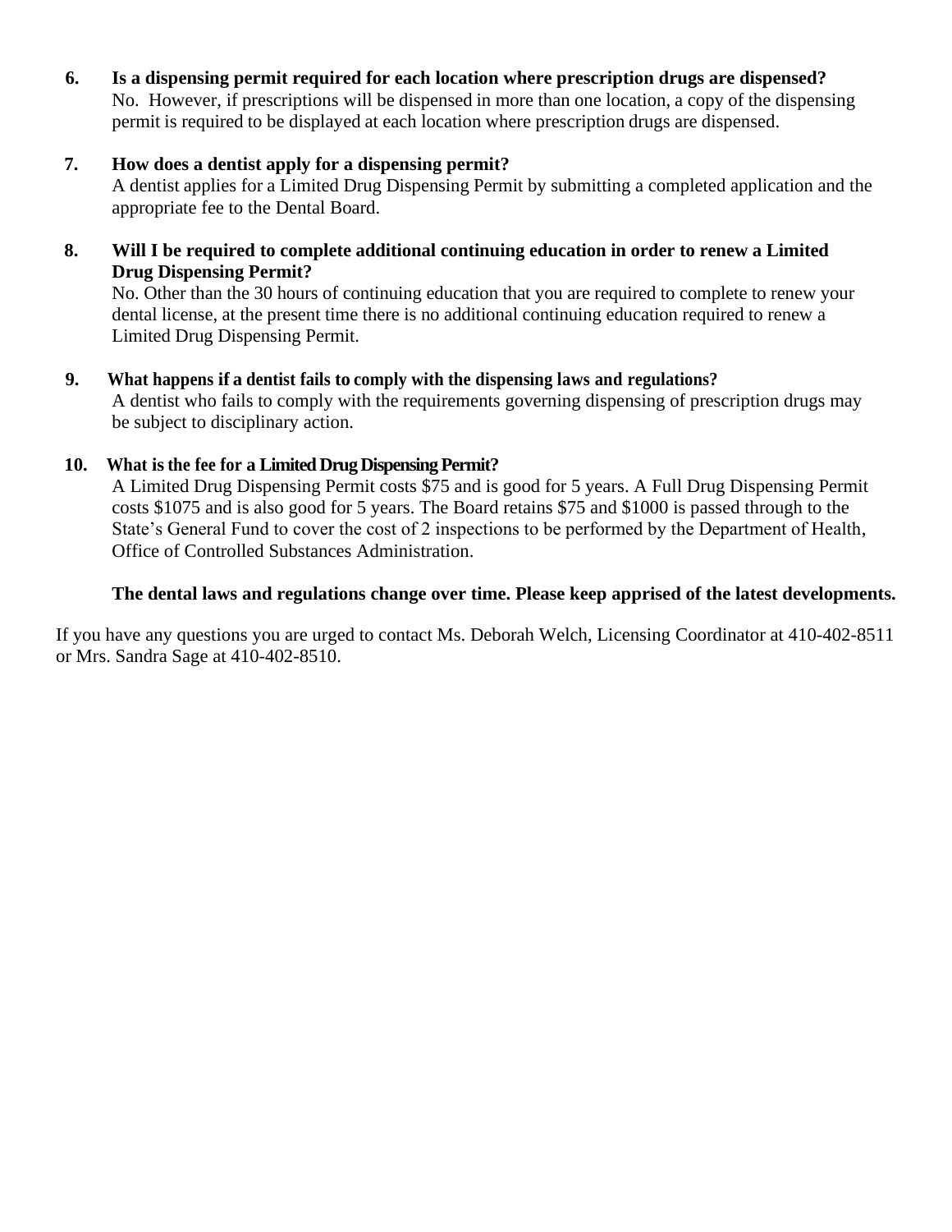6. **Is a dispensing permit required for each location where prescription drugs are dispensed?**
   No. However, if prescriptions will be dispensed in more than one location, a copy of the dispensing permit is required to be displayed at each location where prescription drugs are dispensed.

7. **How does a dentist apply for a dispensing permit?**
   A dentist applies for a Limited Drug Dispensing Permit by submitting a completed application and the appropriate fee to the Dental Board.

8. **Will I be required to complete additional continuing education in order to renew a Limited Drug Dispensing Permit?**
   No. Other than the 30 hours of continuing education that you are required to complete to renew your dental license, at the present time there is no additional continuing education required to renew a Limited Drug Dispensing Permit.

9. **What happens if a dentist fails to comply with the dispensing laws and regulations?**
   A dentist who fails to comply with the requirements governing dispensing of prescription drugs may be subject to disciplinary action.

10. **What is the fee for a Limited Drug Dispensing Permit?**
    A Limited Drug Dispensing Permit costs $75 and is good for 5 years. A Full Drug Dispensing Permit costs $1075 and is also good for 5 years. The Board retains $75 and $1000 is passed through to the State's General Fund to cover the cost of 2 inspections to be performed by the Department of Health, Office of Controlled Substances Administration.

**The dental laws and regulations change over time. Please keep apprised of the latest developments.**

If you have any questions you are urged to contact Ms. Deborah Welch, Licensing Coordinator at 410-402-8511 or Mrs. Sandra Sage at 410-402-8510.